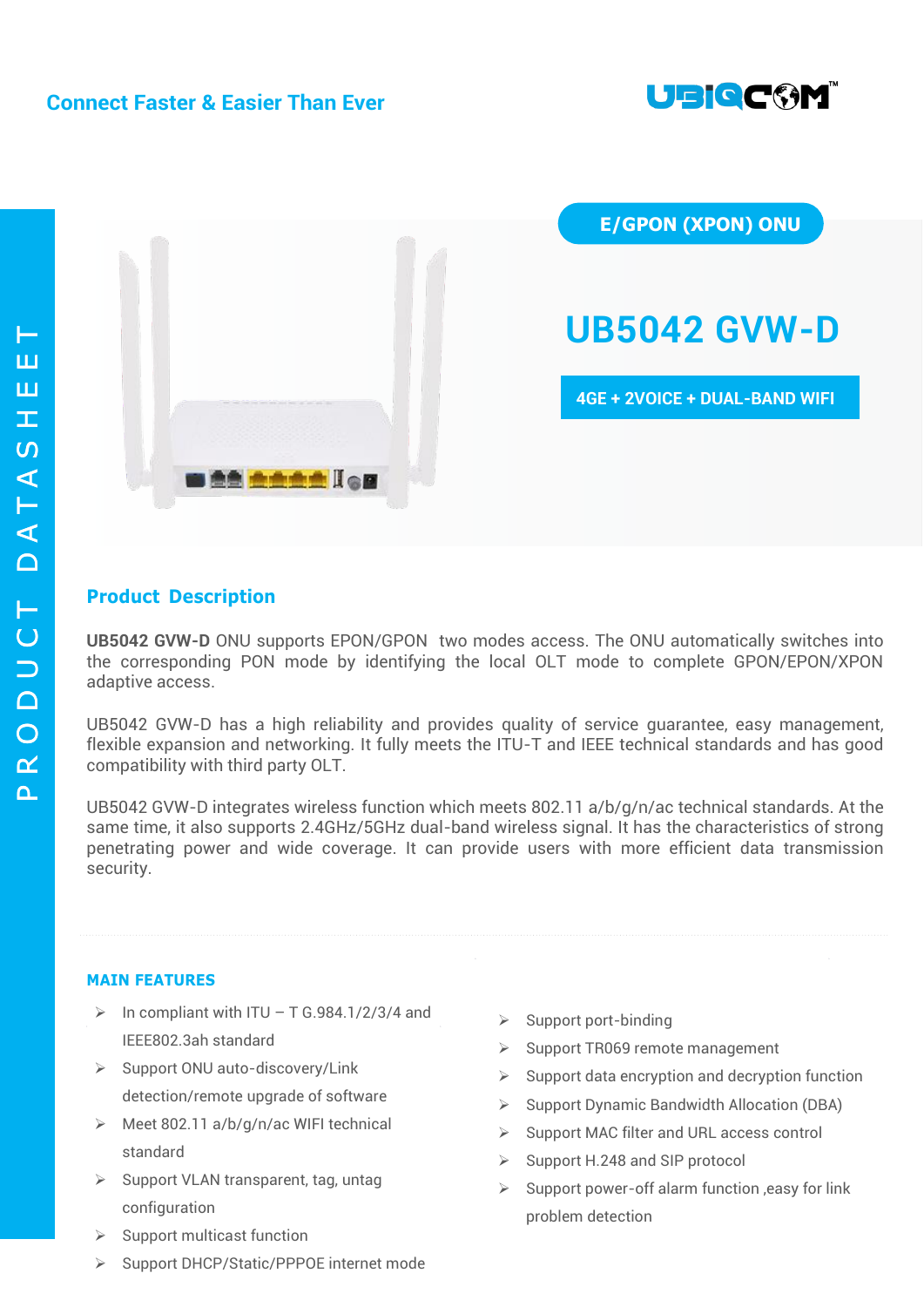Connect Faster & Easier Than Ever

UBIQCOM™

PRODUCT DATASHEET

E/GPON (XPON) ONU

# UB5042 GVW-D

4GE + 2VOICE + DUAL-BAND WIFI

## Product Description

**UB5042 GVW-D** ONU supports EPON/GPON two modes access. The ONU automatically switches into the corresponding PON mode by identifying the local OLT mode to complete GPON/EPON/XPON adaptive access.

UB5042 GVW-D has a high reliability and provides quality of service guarantee, easy management, flexible expansion and networking. It fully meets the ITU-T and IEEE technical standards and has good compatibility with third party OLT.

UB5042 GVW-D integrates wireless function which meets 802.11 a/b/g/n/ac technical standards. At the same time, it also supports 2.4GHz/5GHz dual-band wireless signal. It has the characteristics of strong penetrating power and wide coverage. It can provide users with more efficient data transmission security.

## MAIN FEATURES

- In compliant with ITU – T G.984.1/2/3/4 and IEEE802.3ah standard
- Support ONU auto-discovery/Link detection/remote upgrade of software
- Meet 802.11 a/b/g/n/ac WIFI technical standard
- Support VLAN transparent, tag, untag configuration
- Support multicast function
- Support DHCP/Static/PPPOE internet mode
- Support port-binding
- Support TR069 remote management
- Support data encryption and decryption function
- Support Dynamic Bandwidth Allocation (DBA)
- Support MAC filter and URL access control
- Support H.248 and SIP protocol
- Support power-off alarm function ,easy for link problem detection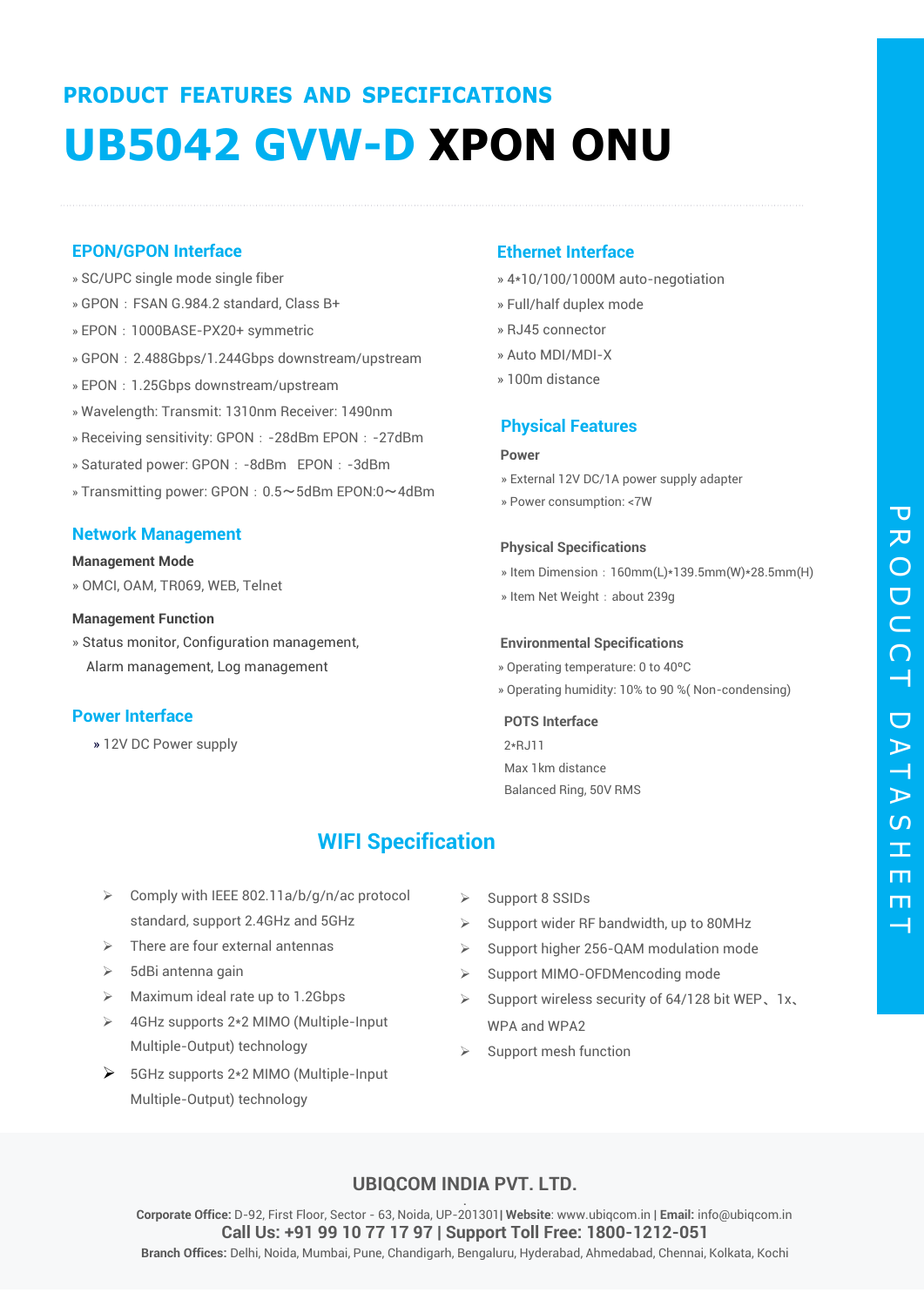## PRODUCT FEATURES AND SPECIFICATIONS

# UB5042 GVW-D XPON ONU

### EPON/GPON Interface

» SC/UPC single mode single fiber
» GPON：FSAN G.984.2 standard, Class B+
» EPON：1000BASE-PX20+ symmetric
» GPON：2.488Gbps/1.244Gbps downstream/upstream
» EPON：1.25Gbps downstream/upstream
» Wavelength: Transmit: 1310nm Receiver: 1490nm
» Receiving sensitivity: GPON：-28dBm EPON：-27dBm
» Saturated power: GPON：-8dBm EPON：-3dBm
» Transmitting power: GPON：0.5～5dBm EPON:0～4dBm

### Network Management

**Management Mode**

» OMCI, OAM, TR069, WEB, Telnet

**Management Function**

» Status monitor, Configuration management, Alarm management, Log management

### Power Interface

» 12V DC Power supply

### Ethernet Interface

» 4*10/100/1000M auto-negotiation
» Full/half duplex mode
» RJ45 connector
» Auto MDI/MDI-X
» 100m distance

### Physical Features

**Power**

» External 12V DC/1A power supply adapter
» Power consumption: <7W

**Physical Specifications**

» Item Dimension：160mm(L)*139.5mm(W)*28.5mm(H)
» Item Net Weight：about 239g

**Environmental Specifications**

» Operating temperature: 0 to 40ºC
» Operating humidity: 10% to 90 %( Non-condensing)

**POTS Interface**

2*RJ11
Max 1km distance
Balanced Ring, 50V RMS

### WIFI Specification

- Comply with IEEE 802.11a/b/g/n/ac protocol standard, support 2.4GHz and 5GHz
- There are four external antennas
- 5dBi antenna gain
- Maximum ideal rate up to 1.2Gbps
- 4GHz supports 2*2 MIMO (Multiple-Input Multiple-Output) technology
- 5GHz supports 2*2 MIMO (Multiple-Input Multiple-Output) technology
- Support 8 SSIDs
- Support wider RF bandwidth, up to 80MHz
- Support higher 256-QAM modulation mode
- Support MIMO-OFDMencoding mode
- Support wireless security of 64/128 bit WEP、1x、WPA and WPA2
- Support mesh function

PRODUCT DATASHEET

**UBIQCOM INDIA PVT. LTD.**

**Corporate Office:** D-92, First Floor, Sector - 63, Noida, UP-201301**| Website**: www.ubiqcom.in | **Email:** info@ubiqcom.in
**Call Us: +91 99 10 77 17 97 | Support Toll Free: 1800-1212-051**
**Branch Offices:** Delhi, Noida, Mumbai, Pune, Chandigarh, Bengaluru, Hyderabad, Ahmedabad, Chennai, Kolkata, Kochi